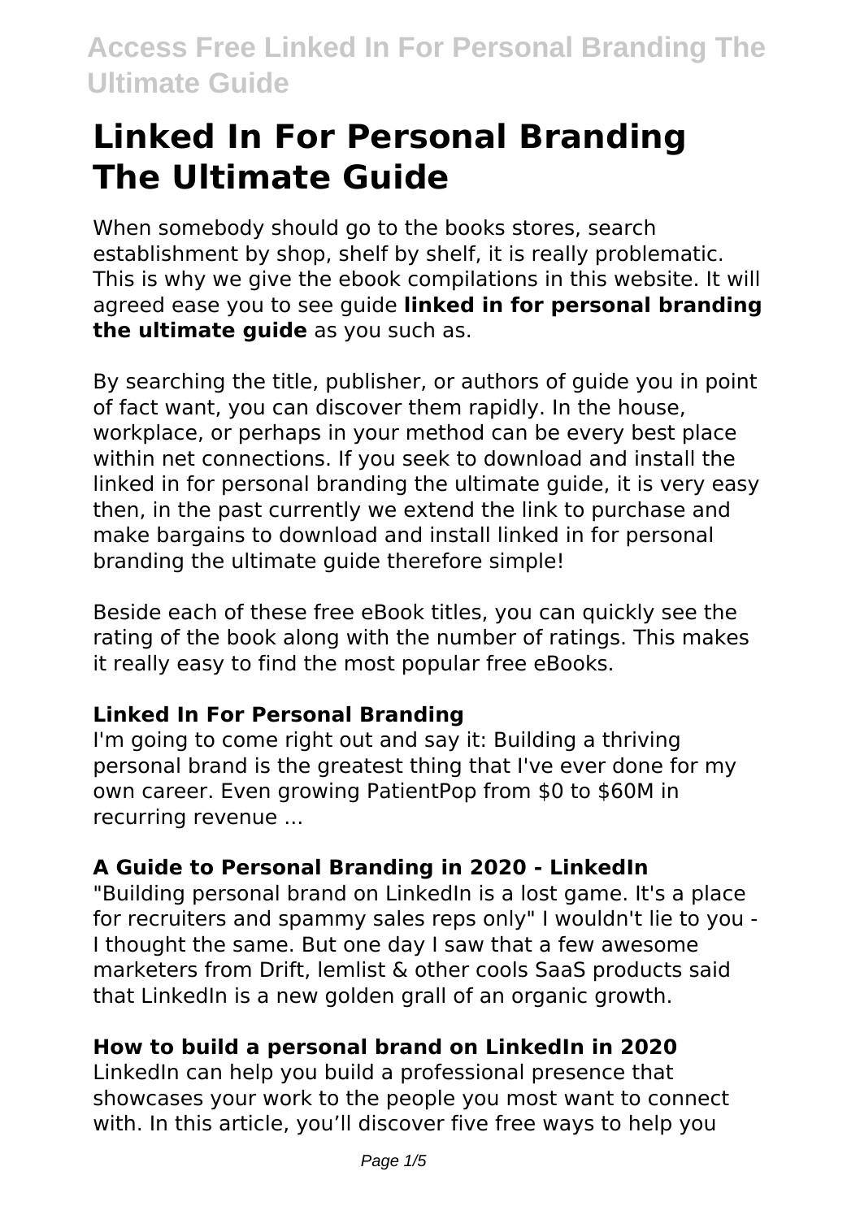# Linked In For Personal Branding The Ultimate Guide

When somebody should go to the books stores, search establishment by shop, shelf by shelf, it is really problematic. This is why we give the ebook compilations in this website. It will agreed ease you to see guide **linked in for personal branding the ultimate guide** as you such as.

By searching the title, publisher, or authors of guide you in point of fact want, you can discover them rapidly. In the house, workplace, or perhaps in your method can be every best place within net connections. If you seek to download and install the linked in for personal branding the ultimate guide, it is very easy then, in the past currently we extend the link to purchase and make bargains to download and install linked in for personal branding the ultimate guide therefore simple!

Beside each of these free eBook titles, you can quickly see the rating of the book along with the number of ratings. This makes it really easy to find the most popular free eBooks.

### Linked In For Personal Branding

I'm going to come right out and say it: Building a thriving personal brand is the greatest thing that I've ever done for my own career. Even growing PatientPop from $0 to $60M in recurring revenue ...

### A Guide to Personal Branding in 2020 - LinkedIn

"Building personal brand on LinkedIn is a lost game. It's a place for recruiters and spammy sales reps only" I wouldn't lie to you - I thought the same. But one day I saw that a few awesome marketers from Drift, lemlist & other cools SaaS products said that LinkedIn is a new golden grall of an organic growth.

### How to build a personal brand on LinkedIn in 2020

LinkedIn can help you build a professional presence that showcases your work to the people you most want to connect with. In this article, you'll discover five free ways to help you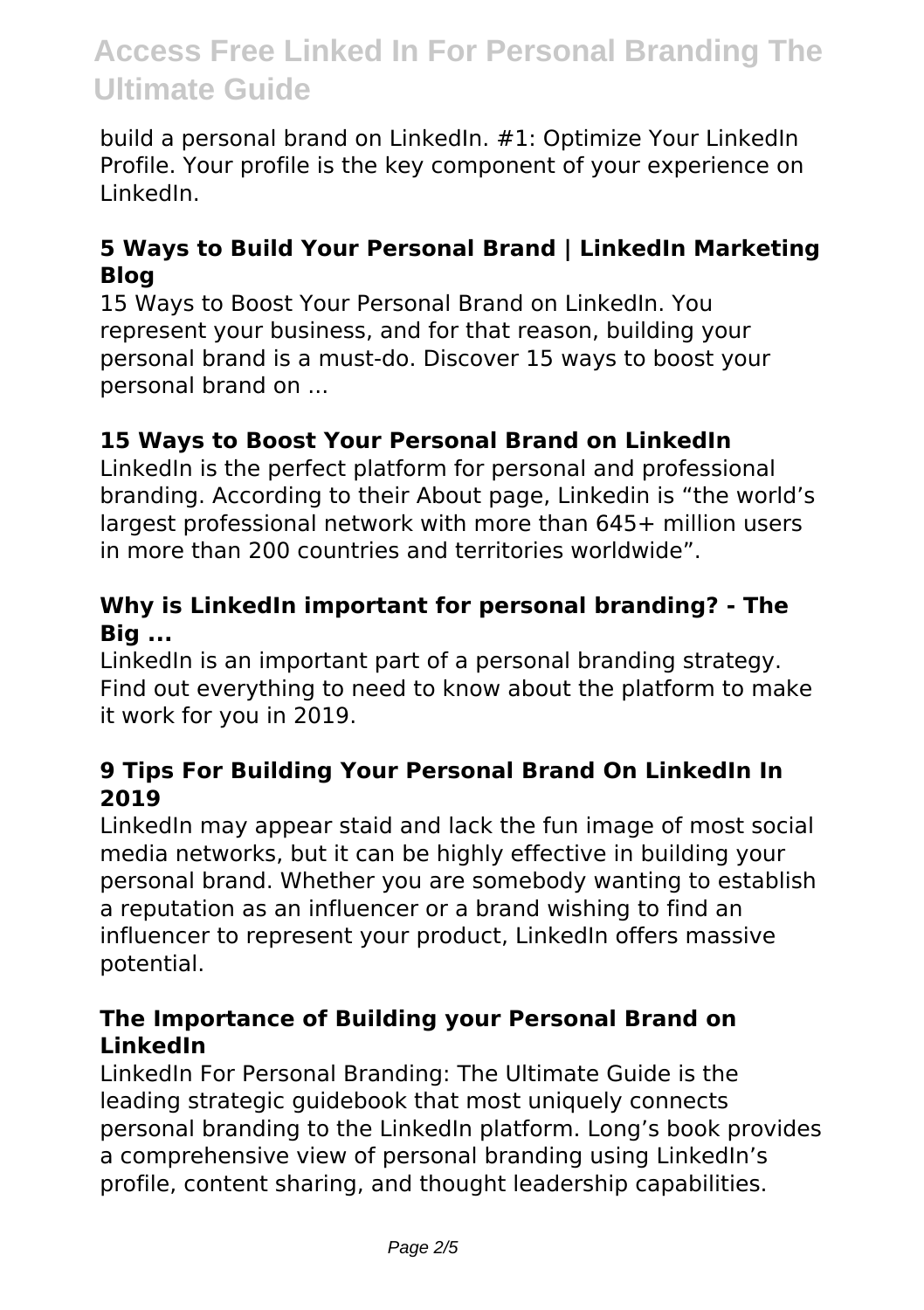build a personal brand on LinkedIn. #1: Optimize Your LinkedIn Profile. Your profile is the key component of your experience on LinkedIn.

### 5 Ways to Build Your Personal Brand | LinkedIn Marketing Blog

15 Ways to Boost Your Personal Brand on LinkedIn. You represent your business, and for that reason, building your personal brand is a must-do. Discover 15 ways to boost your personal brand on ...

### 15 Ways to Boost Your Personal Brand on LinkedIn

LinkedIn is the perfect platform for personal and professional branding. According to their About page, Linkedin is "the world's largest professional network with more than 645+ million users in more than 200 countries and territories worldwide".

### Why is LinkedIn important for personal branding? - The Big ...

LinkedIn is an important part of a personal branding strategy. Find out everything to need to know about the platform to make it work for you in 2019.

### 9 Tips For Building Your Personal Brand On LinkedIn In 2019

LinkedIn may appear staid and lack the fun image of most social media networks, but it can be highly effective in building your personal brand. Whether you are somebody wanting to establish a reputation as an influencer or a brand wishing to find an influencer to represent your product, LinkedIn offers massive potential.

### The Importance of Building your Personal Brand on LinkedIn

LinkedIn For Personal Branding: The Ultimate Guide is the leading strategic guidebook that most uniquely connects personal branding to the LinkedIn platform. Long's book provides a comprehensive view of personal branding using LinkedIn's profile, content sharing, and thought leadership capabilities.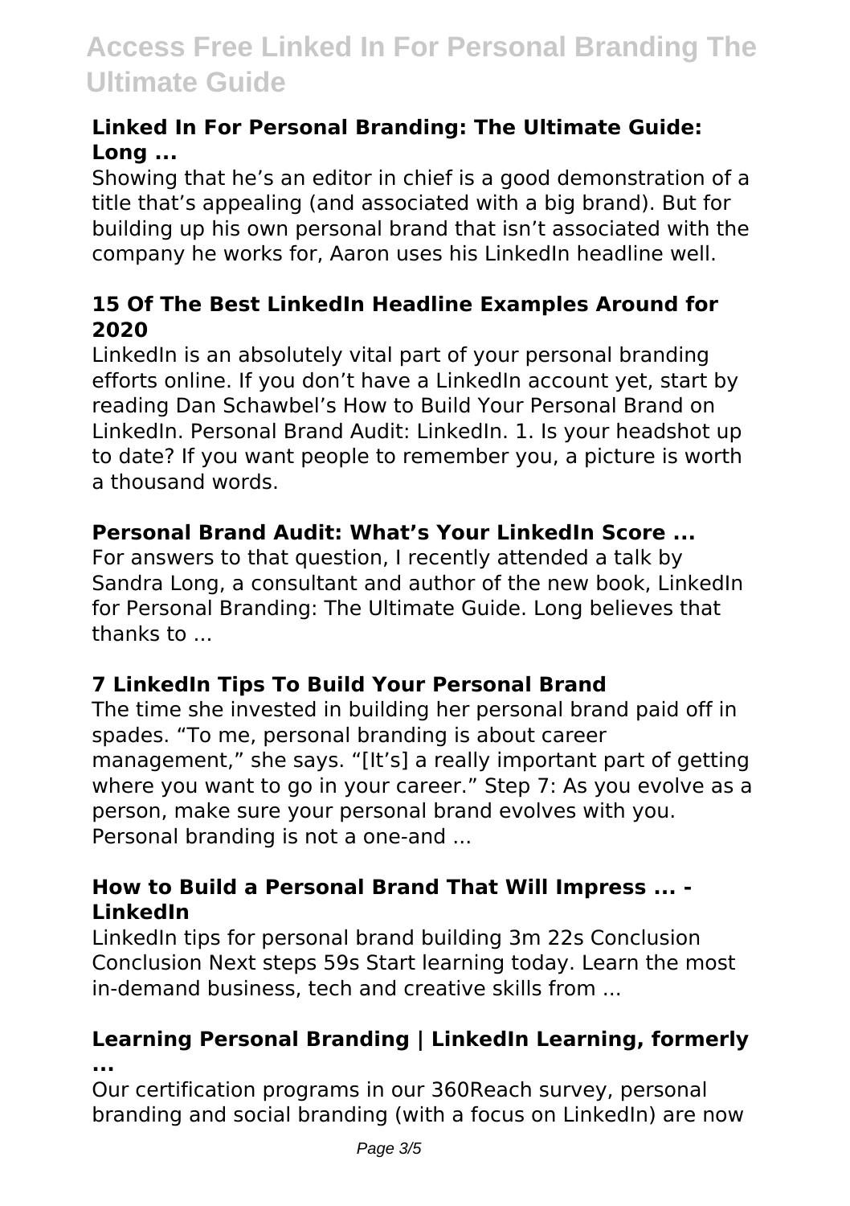### Linked In For Personal Branding: The Ultimate Guide: Long ...

Showing that he's an editor in chief is a good demonstration of a title that's appealing (and associated with a big brand). But for building up his own personal brand that isn't associated with the company he works for, Aaron uses his LinkedIn headline well.

### 15 Of The Best LinkedIn Headline Examples Around for 2020

LinkedIn is an absolutely vital part of your personal branding efforts online. If you don't have a LinkedIn account yet, start by reading Dan Schawbel's How to Build Your Personal Brand on LinkedIn. Personal Brand Audit: LinkedIn. 1. Is your headshot up to date? If you want people to remember you, a picture is worth a thousand words.

### Personal Brand Audit: What's Your LinkedIn Score ...

For answers to that question, I recently attended a talk by Sandra Long, a consultant and author of the new book, LinkedIn for Personal Branding: The Ultimate Guide. Long believes that thanks to ...

### 7 LinkedIn Tips To Build Your Personal Brand

The time she invested in building her personal brand paid off in spades. "To me, personal branding is about career management," she says. "[It's] a really important part of getting where you want to go in your career." Step 7: As you evolve as a person, make sure your personal brand evolves with you. Personal branding is not a one-and ...

### How to Build a Personal Brand That Will Impress ... - LinkedIn

LinkedIn tips for personal brand building 3m 22s Conclusion Conclusion Next steps 59s Start learning today. Learn the most in-demand business, tech and creative skills from ...

### Learning Personal Branding | LinkedIn Learning, formerly ...

Our certification programs in our 360Reach survey, personal branding and social branding (with a focus on LinkedIn) are now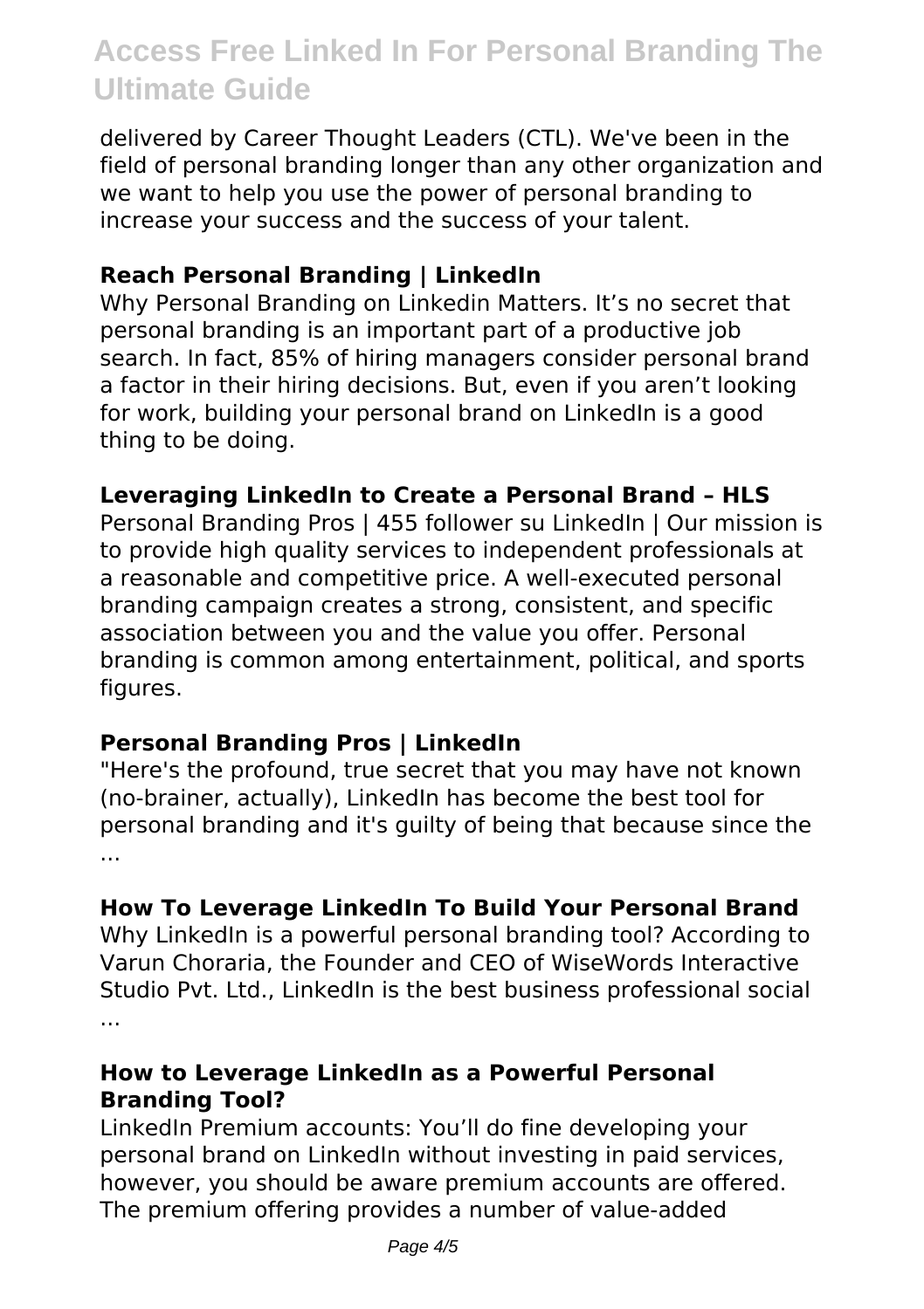delivered by Career Thought Leaders (CTL). We've been in the field of personal branding longer than any other organization and we want to help you use the power of personal branding to increase your success and the success of your talent.

### Reach Personal Branding | LinkedIn

Why Personal Branding on Linkedin Matters. It's no secret that personal branding is an important part of a productive job search. In fact, 85% of hiring managers consider personal brand a factor in their hiring decisions. But, even if you aren't looking for work, building your personal brand on LinkedIn is a good thing to be doing.

### Leveraging LinkedIn to Create a Personal Brand – HLS

Personal Branding Pros | 455 follower su LinkedIn | Our mission is to provide high quality services to independent professionals at a reasonable and competitive price. A well-executed personal branding campaign creates a strong, consistent, and specific association between you and the value you offer. Personal branding is common among entertainment, political, and sports figures.

### Personal Branding Pros | LinkedIn

"Here's the profound, true secret that you may have not known (no-brainer, actually), LinkedIn has become the best tool for personal branding and it's guilty of being that because since the ...

### How To Leverage LinkedIn To Build Your Personal Brand

Why LinkedIn is a powerful personal branding tool? According to Varun Choraria, the Founder and CEO of WiseWords Interactive Studio Pvt. Ltd., LinkedIn is the best business professional social ...

### How to Leverage LinkedIn as a Powerful Personal Branding Tool?

LinkedIn Premium accounts: You'll do fine developing your personal brand on LinkedIn without investing in paid services, however, you should be aware premium accounts are offered. The premium offering provides a number of value-added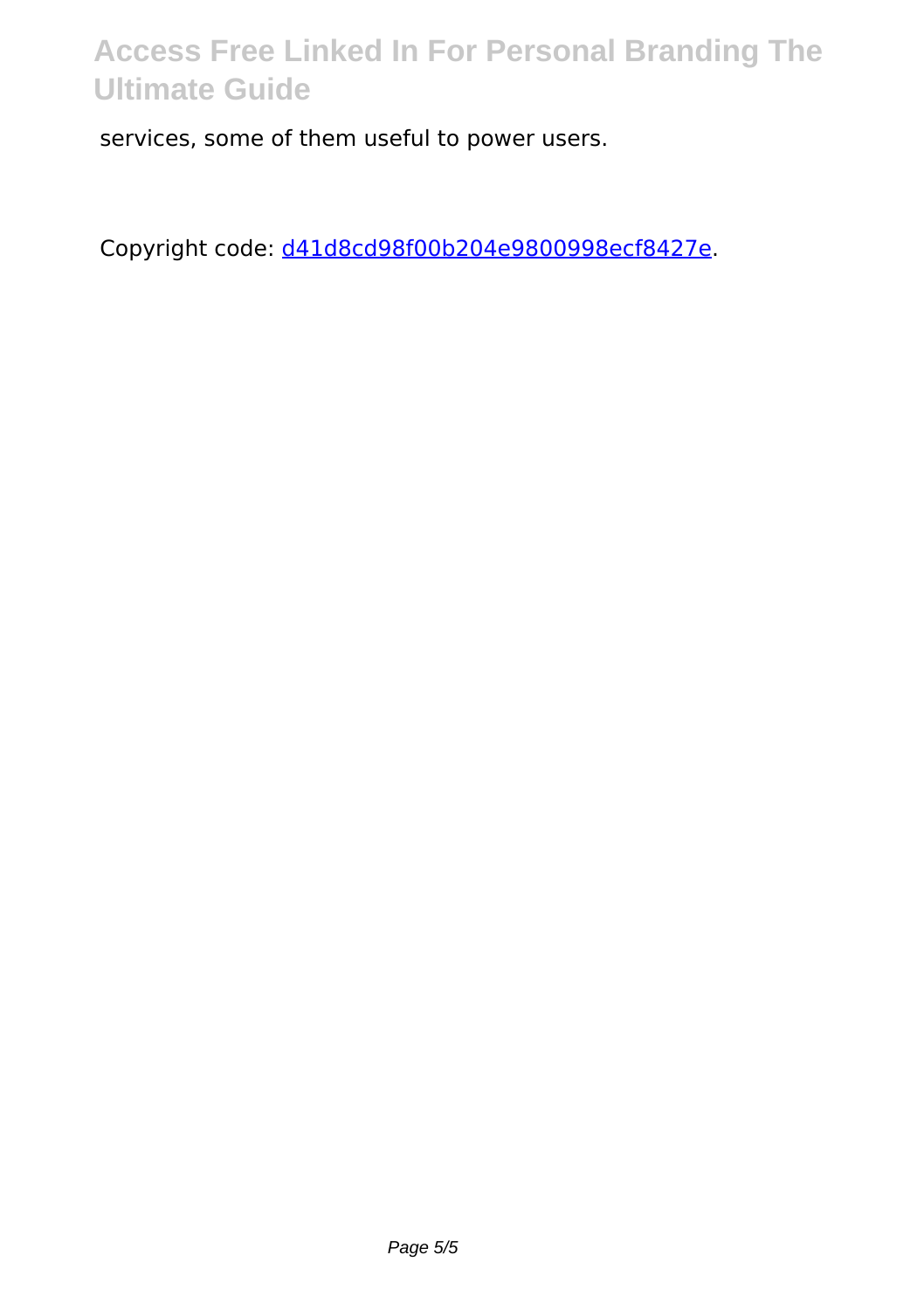services, some of them useful to power users.

Copyright code: d41d8cd98f00b204e9800998ecf8427e.